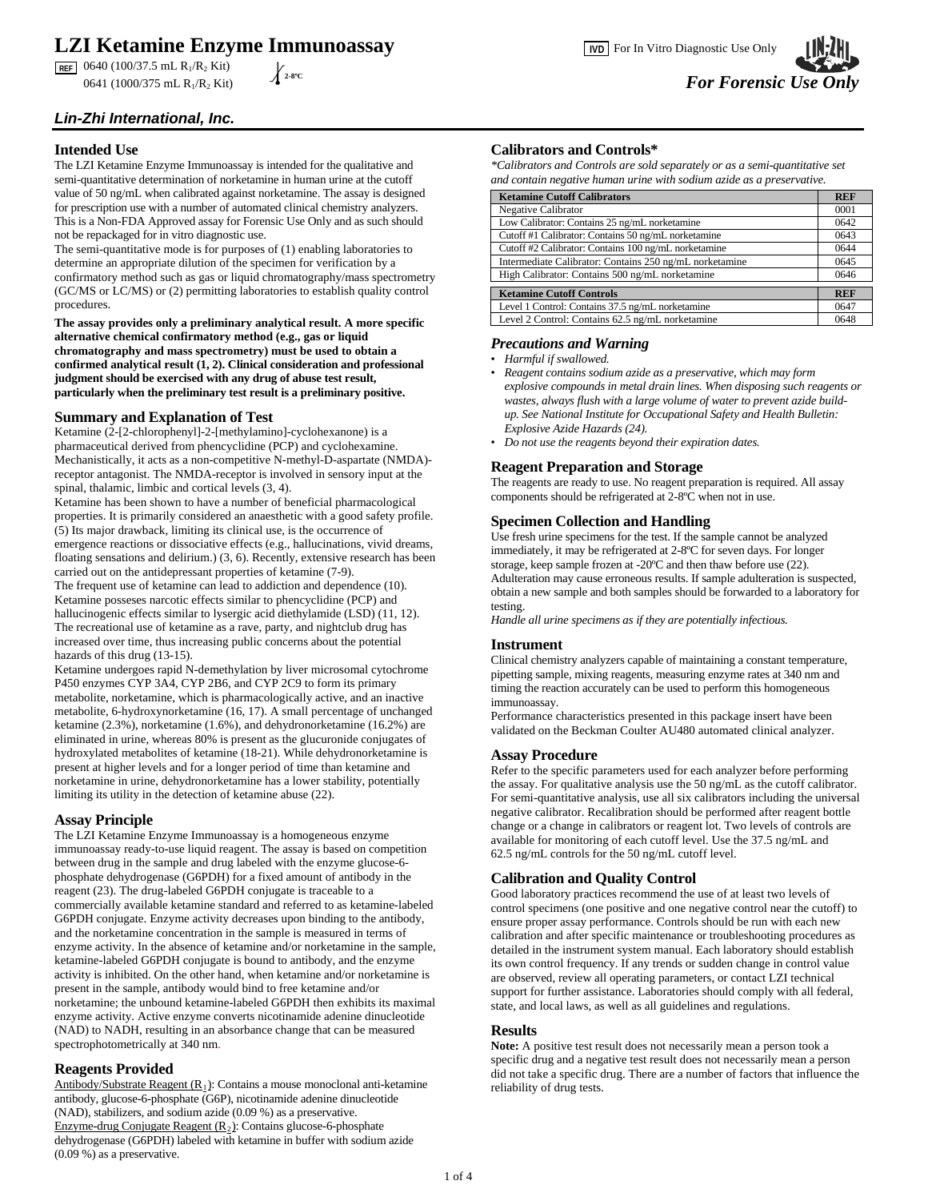# LZI Ketamine Enzyme Immunoassay

REF 0640 (100/37.5 mL $R_1/R_2$ Kit)
0641 (1000/375 mL $R_1/R_2$ Kit)

2-8ºC

IVD For In Vitro Diagnostic Use Only

*For Forensic Use Only*

***Lin-Zhi International, Inc.***

## Intended Use

The LZI Ketamine Enzyme Immunoassay is intended for the qualitative and semi-quantitative determination of norketamine in human urine at the cutoff value of 50 ng/mL when calibrated against norketamine. The assay is designed for prescription use with a number of automated clinical chemistry analyzers. This is a Non-FDA Approved assay for Forensic Use Only and as such should not be repackaged for in vitro diagnostic use.

The semi-quantitative mode is for purposes of (1) enabling laboratories to determine an appropriate dilution of the specimen for verification by a confirmatory method such as gas or liquid chromatography/mass spectrometry (GC/MS or LC/MS) or (2) permitting laboratories to establish quality control procedures.

**The assay provides only a preliminary analytical result. A more specific alternative chemical confirmatory method (e.g., gas or liquid chromatography and mass spectrometry) must be used to obtain a confirmed analytical result (1, 2). Clinical consideration and professional judgment should be exercised with any drug of abuse test result, particularly when the preliminary test result is a preliminary positive.**

## Summary and Explanation of Test

Ketamine (2-[2-chlorophenyl]-2-[methylamino]-cyclohexanone) is a pharmaceutical derived from phencyclidine (PCP) and cyclohexamine. Mechanistically, it acts as a non-competitive N-methyl-D-aspartate (NMDA)-receptor antagonist. The NMDA-receptor is involved in sensory input at the spinal, thalamic, limbic and cortical levels (3, 4).

Ketamine has been shown to have a number of beneficial pharmacological properties. It is primarily considered an anaesthetic with a good safety profile. (5) Its major drawback, limiting its clinical use, is the occurrence of emergence reactions or dissociative effects (e.g., hallucinations, vivid dreams, floating sensations and delirium.) (3, 6). Recently, extensive research has been carried out on the antidepressant properties of ketamine (7-9).

The frequent use of ketamine can lead to addiction and dependence (10). Ketamine posseses narcotic effects similar to phencyclidine (PCP) and hallucinogenic effects similar to lysergic acid diethylamide (LSD) (11, 12). The recreational use of ketamine as a rave, party, and nightclub drug has increased over time, thus increasing public concerns about the potential hazards of this drug (13-15).

Ketamine undergoes rapid N-demethylation by liver microsomal cytochrome P450 enzymes CYP 3A4, CYP 2B6, and CYP 2C9 to form its primary metabolite, norketamine, which is pharmacologically active, and an inactive metabolite, 6-hydroxynorketamine (16, 17). A small percentage of unchanged ketamine (2.3%), norketamine (1.6%), and dehydronorketamine (16.2%) are eliminated in urine, whereas 80% is present as the glucuronide conjugates of hydroxylated metabolites of ketamine (18-21). While dehydronorketamine is present at higher levels and for a longer period of time than ketamine and norketamine in urine, dehydronorketamine has a lower stability, potentially limiting its utility in the detection of ketamine abuse (22).

## Assay Principle

The LZI Ketamine Enzyme Immunoassay is a homogeneous enzyme immunoassay ready-to-use liquid reagent. The assay is based on competition between drug in the sample and drug labeled with the enzyme glucose-6-phosphate dehydrogenase (G6PDH) for a fixed amount of antibody in the reagent (23). The drug-labeled G6PDH conjugate is traceable to a commercially available ketamine standard and referred to as ketamine-labeled G6PDH conjugate. Enzyme activity decreases upon binding to the antibody, and the norketamine concentration in the sample is measured in terms of enzyme activity. In the absence of ketamine and/or norketamine in the sample, ketamine-labeled G6PDH conjugate is bound to antibody, and the enzyme activity is inhibited. On the other hand, when ketamine and/or norketamine is present in the sample, antibody would bind to free ketamine and/or norketamine; the unbound ketamine-labeled G6PDH then exhibits its maximal enzyme activity. Active enzyme converts nicotinamide adenine dinucleotide (NAD) to NADH, resulting in an absorbance change that can be measured spectrophotometrically at 340 nm.

## Reagents Provided

Antibody/Substrate Reagent ($R_1$): Contains a mouse monoclonal anti-ketamine antibody, glucose-6-phosphate (G6P), nicotinamide adenine dinucleotide (NAD), stabilizers, and sodium azide (0.09 %) as a preservative.

Enzyme-drug Conjugate Reagent ($R_2$): Contains glucose-6-phosphate dehydrogenase (G6PDH) labeled with ketamine in buffer with sodium azide (0.09 %) as a preservative.

## Calibrators and Controls*

*\*Calibrators and Controls are sold separately or as a semi-quantitative set and contain negative human urine with sodium azide as a preservative.*

| Ketamine Cutoff Calibrators | REF |
|---|---|
| Negative Calibrator | 0001 |
| Low Calibrator: Contains 25 ng/mL norketamine | 0642 |
| Cutoff #1 Calibrator: Contains 50 ng/mL norketamine | 0643 |
| Cutoff #2 Calibrator: Contains 100 ng/mL norketamine | 0644 |
| Intermediate Calibrator: Contains 250 ng/mL norketamine | 0645 |
| High Calibrator: Contains 500 ng/mL norketamine | 0646 |

| Ketamine Cutoff Controls | REF |
|---|---|
| Level 1 Control: Contains 37.5 ng/mL norketamine | 0647 |
| Level 2 Control: Contains 62.5 ng/mL norketamine | 0648 |

## *Precautions and Warning*

- *Harmful if swallowed.*
- *Reagent contains sodium azide as a preservative, which may form explosive compounds in metal drain lines. When disposing such reagents or wastes, always flush with a large volume of water to prevent azide build-up. See National Institute for Occupational Safety and Health Bulletin: Explosive Azide Hazards (24).*
- *Do not use the reagents beyond their expiration dates.*

## Reagent Preparation and Storage

The reagents are ready to use. No reagent preparation is required. All assay components should be refrigerated at 2-8ºC when not in use.

## Specimen Collection and Handling

Use fresh urine specimens for the test. If the sample cannot be analyzed immediately, it may be refrigerated at 2-8ºC for seven days. For longer storage, keep sample frozen at -20ºC and then thaw before use (22). Adulteration may cause erroneous results. If sample adulteration is suspected, obtain a new sample and both samples should be forwarded to a laboratory for testing.

*Handle all urine specimens as if they are potentially infectious.*

## Instrument

Clinical chemistry analyzers capable of maintaining a constant temperature, pipetting sample, mixing reagents, measuring enzyme rates at 340 nm and timing the reaction accurately can be used to perform this homogeneous immunoassay.

Performance characteristics presented in this package insert have been validated on the Beckman Coulter AU480 automated clinical analyzer.

## Assay Procedure

Refer to the specific parameters used for each analyzer before performing the assay. For qualitative analysis use the 50 ng/mL as the cutoff calibrator. For semi-quantitative analysis, use all six calibrators including the universal negative calibrator. Recalibration should be performed after reagent bottle change or a change in calibrators or reagent lot. Two levels of controls are available for monitoring of each cutoff level. Use the 37.5 ng/mL and 62.5 ng/mL controls for the 50 ng/mL cutoff level.

## Calibration and Quality Control

Good laboratory practices recommend the use of at least two levels of control specimens (one positive and one negative control near the cutoff) to ensure proper assay performance. Controls should be run with each new calibration and after specific maintenance or troubleshooting procedures as detailed in the instrument system manual. Each laboratory should establish its own control frequency. If any trends or sudden change in control value are observed, review all operating parameters, or contact LZI technical support for further assistance. Laboratories should comply with all federal, state, and local laws, as well as all guidelines and regulations.

## Results

**Note:** A positive test result does not necessarily mean a person took a specific drug and a negative test result does not necessarily mean a person did not take a specific drug. There are a number of factors that influence the reliability of drug tests.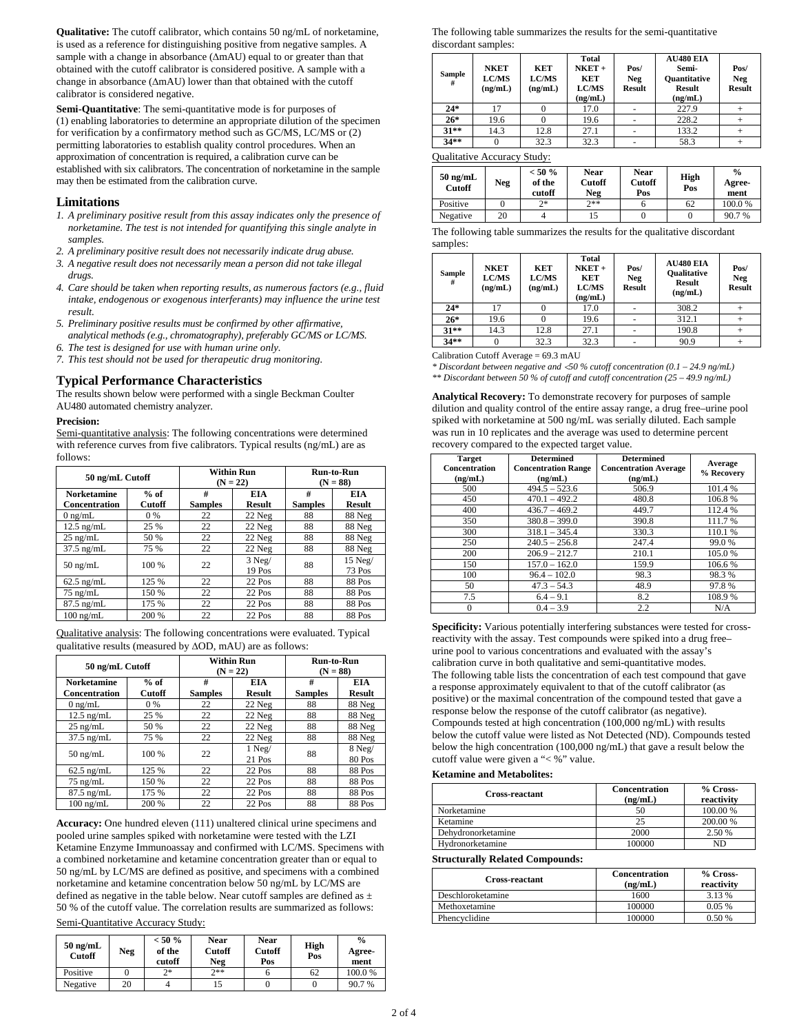**Qualitative:** The cutoff calibrator, which contains 50 ng/mL of norketamine, is used as a reference for distinguishing positive from negative samples. A sample with a change in absorbance (ΔmAU) equal to or greater than that obtained with the cutoff calibrator is considered positive. A sample with a change in absorbance (ΔmAU) lower than that obtained with the cutoff calibrator is considered negative.

**Semi-Quantitative**: The semi-quantitative mode is for purposes of (1) enabling laboratories to determine an appropriate dilution of the specimen for verification by a confirmatory method such as GC/MS, LC/MS or (2) permitting laboratories to establish quality control procedures. When an approximation of concentration is required, a calibration curve can be established with six calibrators. The concentration of norketamine in the sample may then be estimated from the calibration curve.

## Limitations

1. *A preliminary positive result from this assay indicates only the presence of norketamine. The test is not intended for quantifying this single analyte in samples.*
2. *A preliminary positive result does not necessarily indicate drug abuse.*
3. *A negative result does not necessarily mean a person did not take illegal drugs.*
4. *Care should be taken when reporting results, as numerous factors (e.g., fluid intake, endogenous or exogenous interferants) may influence the urine test result.*
5. *Preliminary positive results must be confirmed by other affirmative, analytical methods (e.g., chromatography), preferably GC/MS or LC/MS.*
6. *The test is designed for use with human urine only.*
7. *This test should not be used for therapeutic drug monitoring.*

## Typical Performance Characteristics

The results shown below were performed with a single Beckman Coulter AU480 automated chemistry analyzer.

**Precision:**

Semi-quantitative analysis: The following concentrations were determined with reference curves from five calibrators. Typical results (ng/mL) are as follows:

| 50 ng/mL Cutoff | | Within Run (N = 22) | | Run-to-Run (N = 88) | |
|---|---|---|---|---|---|
| Norketamine Concentration | % of Cutoff | # Samples | EIA Result | # Samples | EIA Result |
| 0 ng/mL | 0 % | 22 | 22 Neg | 88 | 88 Neg |
| 12.5 ng/mL | 25 % | 22 | 22 Neg | 88 | 88 Neg |
| 25 ng/mL | 50 % | 22 | 22 Neg | 88 | 88 Neg |
| 37.5 ng/mL | 75 % | 22 | 22 Neg | 88 | 88 Neg |
| 50 ng/mL | 100 % | 22 | 3 Neg/ 19 Pos | 88 | 15 Neg/ 73 Pos |
| 62.5 ng/mL | 125 % | 22 | 22 Pos | 88 | 88 Pos |
| 75 ng/mL | 150 % | 22 | 22 Pos | 88 | 88 Pos |
| 87.5 ng/mL | 175 % | 22 | 22 Pos | 88 | 88 Pos |
| 100 ng/mL | 200 % | 22 | 22 Pos | 88 | 88 Pos |

Qualitative analysis: The following concentrations were evaluated. Typical qualitative results (measured by ΔOD, mAU) are as follows:

| 50 ng/mL Cutoff | | Within Run (N = 22) | | Run-to-Run (N = 88) | |
|---|---|---|---|---|---|
| Norketamine Concentration | % of Cutoff | # Samples | EIA Result | # Samples | EIA Result |
| 0 ng/mL | 0 % | 22 | 22 Neg | 88 | 88 Neg |
| 12.5 ng/mL | 25 % | 22 | 22 Neg | 88 | 88 Neg |
| 25 ng/mL | 50 % | 22 | 22 Neg | 88 | 88 Neg |
| 37.5 ng/mL | 75 % | 22 | 22 Neg | 88 | 88 Neg |
| 50 ng/mL | 100 % | 22 | 1 Neg/ 21 Pos | 88 | 8 Neg/ 80 Pos |
| 62.5 ng/mL | 125 % | 22 | 22 Pos | 88 | 88 Pos |
| 75 ng/mL | 150 % | 22 | 22 Pos | 88 | 88 Pos |
| 87.5 ng/mL | 175 % | 22 | 22 Pos | 88 | 88 Pos |
| 100 ng/mL | 200 % | 22 | 22 Pos | 88 | 88 Pos |

**Accuracy:** One hundred eleven (111) unaltered clinical urine specimens and pooled urine samples spiked with norketamine were tested with the LZI Ketamine Enzyme Immunoassay and confirmed with LC/MS. Specimens with a combined norketamine and ketamine concentration greater than or equal to 50 ng/mL by LC/MS are defined as positive, and specimens with a combined norketamine and ketamine concentration below 50 ng/mL by LC/MS are defined as negative in the table below. Near cutoff samples are defined as ± 50 % of the cutoff value. The correlation results are summarized as follows:

Semi-Quantitative Accuracy Study:

| 50 ng/mL Cutoff | Neg | < 50 % of the cutoff | Near Cutoff Neg | Near Cutoff Pos | High Pos | % Agree-ment |
|---|---|---|---|---|---|---|
| Positive | 0 | 2* | 2** | 6 | 62 | 100.0 % |
| Negative | 20 | 4 | 15 | 0 | 0 | 90.7 % |

The following table summarizes the results for the semi-quantitative discordant samples:

| Sample # | NKET LC/MS (ng/mL) | KET LC/MS (ng/mL) | Total NKET + KET LC/MS (ng/mL) | Pos/ Neg Result | AU480 EIA Semi-Quantitative Result (ng/mL) | Pos/ Neg Result |
|---|---|---|---|---|---|---|
| 24* | 17 | 0 | 17.0 | - | 227.9 | + |
| 26* | 19.6 | 0 | 19.6 | - | 228.2 | + |
| 31** | 14.3 | 12.8 | 27.1 | - | 133.2 | + |
| 34** | 0 | 32.3 | 32.3 | - | 58.3 | + |

Qualitative Accuracy Study:

| 50 ng/mL Cutoff | Neg | < 50 % of the cutoff | Near Cutoff Neg | Near Cutoff Pos | High Pos | % Agree-ment |
|---|---|---|---|---|---|---|
| Positive | 0 | 2* | 2** | 6 | 62 | 100.0 % |
| Negative | 20 | 4 | 15 | 0 | 0 | 90.7 % |

The following table summarizes the results for the qualitative discordant samples:

| Sample # | NKET LC/MS (ng/mL) | KET LC/MS (ng/mL) | Total NKET + KET LC/MS (ng/mL) | Pos/ Neg Result | AU480 EIA Qualitative Result (ng/mL) | Pos/ Neg Result |
|---|---|---|---|---|---|---|
| 24* | 17 | 0 | 17.0 | - | 308.2 | + |
| 26* | 19.6 | 0 | 19.6 | - | 312.1 | + |
| 31** | 14.3 | 12.8 | 27.1 | - | 190.8 | + |
| 34** | 0 | 32.3 | 32.3 | - | 90.9 | + |

Calibration Cutoff Average = 69.3 mAU

*\* Discordant between negative and <50 % cutoff concentration (0.1 – 24.9 ng/mL)*

*\*\* Discordant between 50 % of cutoff and cutoff concentration (25 – 49.9 ng/mL)*

**Analytical Recovery:** To demonstrate recovery for purposes of sample dilution and quality control of the entire assay range, a drug free–urine pool spiked with norketamine at 500 ng/mL was serially diluted. Each sample was run in 10 replicates and the average was used to determine percent recovery compared to the expected target value.

| Target Concentration (ng/mL) | Determined Concentration Range (ng/mL) | Determined Concentration Average (ng/mL) | Average % Recovery |
|---|---|---|---|
| 500 | 494.5 – 523.6 | 506.9 | 101.4 % |
| 450 | 470.1 – 492.2 | 480.8 | 106.8 % |
| 400 | 436.7 – 469.2 | 449.7 | 112.4 % |
| 350 | 380.8 – 399.0 | 390.8 | 111.7 % |
| 300 | 318.1 – 345.4 | 330.3 | 110.1 % |
| 250 | 240.5 – 256.8 | 247.4 | 99.0 % |
| 200 | 206.9 – 212.7 | 210.1 | 105.0 % |
| 150 | 157.0 – 162.0 | 159.9 | 106.6 % |
| 100 | 96.4 – 102.0 | 98.3 | 98.3 % |
| 50 | 47.3 – 54.3 | 48.9 | 97.8 % |
| 7.5 | 6.4 – 9.1 | 8.2 | 108.9 % |
| 0 | 0.4 – 3.9 | 2.2 | N/A |

**Specificity:** Various potentially interfering substances were tested for cross-reactivity with the assay. Test compounds were spiked into a drug free–urine pool to various concentrations and evaluated with the assay's calibration curve in both qualitative and semi-quantitative modes. The following table lists the concentration of each test compound that gave a response approximately equivalent to that of the cutoff calibrator (as positive) or the maximal concentration of the compound tested that gave a response below the response of the cutoff calibrator (as negative). Compounds tested at high concentration (100,000 ng/mL) with results below the cutoff value were listed as Not Detected (ND). Compounds tested below the high concentration (100,000 ng/mL) that gave a result below the cutoff value were given a "< %" value.

**Ketamine and Metabolites:**

| Cross-reactant | Concentration (ng/mL) | % Cross-reactivity |
|---|---|---|
| Norketamine | 50 | 100.00 % |
| Ketamine | 25 | 200.00 % |
| Dehydronorketamine | 2000 | 2.50 % |
| Hydronorketamine | 100000 | ND |

**Structurally Related Compounds:**

| Cross-reactant | Concentration (ng/mL) | % Cross-reactivity |
|---|---|---|
| Deschloroketamine | 1600 | 3.13 % |
| Methoxetamine | 100000 | 0.05 % |
| Phencyclidine | 100000 | 0.50 % |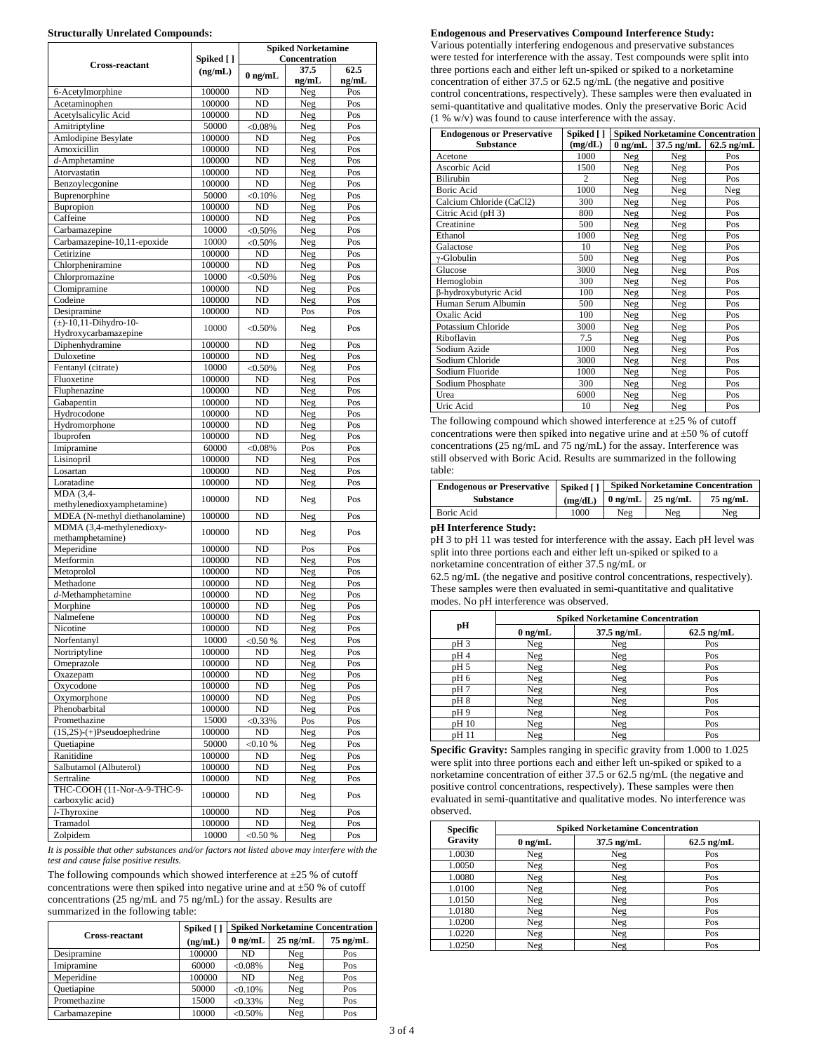**Structurally Unrelated Compounds:**

| Cross-reactant | Spiked [ ] (ng/mL) | Spiked Norketamine Concentration | | |
|---|---|---|---|---|
| | | 0 ng/mL | 37.5 ng/mL | 62.5 ng/mL |
| 6-Acetylmorphine | 100000 | ND | Neg | Pos |
| Acetaminophen | 100000 | ND | Neg | Pos |
| Acetylsalicylic Acid | 100000 | ND | Neg | Pos |
| Amitriptyline | 50000 | <0.08% | Neg | Pos |
| Amlodipine Besylate | 100000 | ND | Neg | Pos |
| Amoxicillin | 100000 | ND | Neg | Pos |
| *d*-Amphetamine | 100000 | ND | Neg | Pos |
| Atorvastatin | 100000 | ND | Neg | Pos |
| Benzoylecgonine | 100000 | ND | Neg | Pos |
| Buprenorphine | 50000 | <0.10% | Neg | Pos |
| Bupropion | 100000 | ND | Neg | Pos |
| Caffeine | 100000 | ND | Neg | Pos |
| Carbamazepine | 10000 | <0.50% | Neg | Pos |
| Carbamazepine-10,11-epoxide | 10000 | <0.50% | Neg | Pos |
| Cetirizine | 100000 | ND | Neg | Pos |
| Chlorpheniramine | 100000 | ND | Neg | Pos |
| Chlorpromazine | 10000 | <0.50% | Neg | Pos |
| Clomipramine | 100000 | ND | Neg | Pos |
| Codeine | 100000 | ND | Neg | Pos |
| Desipramine | 100000 | ND | Pos | Pos |
| (±)-10,11-Dihydro-10-Hydroxycarbamazepine | 10000 | <0.50% | Neg | Pos |
| Diphenhydramine | 100000 | ND | Neg | Pos |
| Duloxetine | 100000 | ND | Neg | Pos |
| Fentanyl (citrate) | 10000 | <0.50% | Neg | Pos |
| Fluoxetine | 100000 | ND | Neg | Pos |
| Fluphenazine | 100000 | ND | Neg | Pos |
| Gabapentin | 100000 | ND | Neg | Pos |
| Hydrocodone | 100000 | ND | Neg | Pos |
| Hydromorphone | 100000 | ND | Neg | Pos |
| Ibuprofen | 100000 | ND | Neg | Pos |
| Imipramine | 60000 | <0.08% | Pos | Pos |
| Lisinopril | 100000 | ND | Neg | Pos |
| Losartan | 100000 | ND | Neg | Pos |
| Loratadine | 100000 | ND | Neg | Pos |
| MDA (3,4-methylenedioxyamphetamine) | 100000 | ND | Neg | Pos |
| MDEA (N-methyl diethanolamine) | 100000 | ND | Neg | Pos |
| MDMA (3,4-methylenedioxy-methamphetamine) | 100000 | ND | Neg | Pos |
| Meperidine | 100000 | ND | Pos | Pos |
| Metformin | 100000 | ND | Neg | Pos |
| Metoprolol | 100000 | ND | Neg | Pos |
| Methadone | 100000 | ND | Neg | Pos |
| *d*-Methamphetamine | 100000 | ND | Neg | Pos |
| Morphine | 100000 | ND | Neg | Pos |
| Nalmefene | 100000 | ND | Neg | Pos |
| Nicotine | 100000 | ND | Neg | Pos |
| Norfentanyl | 10000 | <0.50 % | Neg | Pos |
| Nortriptyline | 100000 | ND | Neg | Pos |
| Omeprazole | 100000 | ND | Neg | Pos |
| Oxazepam | 100000 | ND | Neg | Pos |
| Oxycodone | 100000 | ND | Neg | Pos |
| Oxymorphone | 100000 | ND | Neg | Pos |
| Phenobarbital | 100000 | ND | Neg | Pos |
| Promethazine | 15000 | <0.33% | Pos | Pos |
| (1S,2S)-(+)Pseudoephedrine | 100000 | ND | Neg | Pos |
| Quetiapine | 50000 | <0.10 % | Neg | Pos |
| Ranitidine | 100000 | ND | Neg | Pos |
| Salbutamol (Albuterol) | 100000 | ND | Neg | Pos |
| Sertraline | 100000 | ND | Neg | Pos |
| THC-COOH (11-Nor-Δ-9-THC-9-carboxylic acid) | 100000 | ND | Neg | Pos |
| *l*-Thyroxine | 100000 | ND | Neg | Pos |
| Tramadol | 100000 | ND | Neg | Pos |
| Zolpidem | 10000 | <0.50 % | Neg | Pos |

*It is possible that other substances and/or factors not listed above may interfere with the test and cause false positive results.*

The following compounds which showed interference at ±25 % of cutoff concentrations were then spiked into negative urine and at ±50 % of cutoff concentrations (25 ng/mL and 75 ng/mL) for the assay. Results are summarized in the following table:

| Cross-reactant | Spiked [ ] (ng/mL) | Spiked Norketamine Concentration | | |
|---|---|---|---|---|
| | | 0 ng/mL | 25 ng/mL | 75 ng/mL |
| Desipramine | 100000 | ND | Neg | Pos |
| Imipramine | 60000 | <0.08% | Neg | Pos |
| Meperidine | 100000 | ND | Neg | Pos |
| Quetiapine | 50000 | <0.10% | Neg | Pos |
| Promethazine | 15000 | <0.33% | Neg | Pos |
| Carbamazepine | 10000 | <0.50% | Neg | Pos |

**Endogenous and Preservatives Compound Interference Study:**
Various potentially interfering endogenous and preservative substances were tested for interference with the assay. Test compounds were split into three portions each and either left un-spiked or spiked to a norketamine concentration of either 37.5 or 62.5 ng/mL (the negative and positive control concentrations, respectively). These samples were then evaluated in semi-quantitative and qualitative modes. Only the preservative Boric Acid (1 % w/v) was found to cause interference with the assay.

| Endogenous or Preservative Substance | Spiked [ ] (mg/dL) | Spiked Norketamine Concentration | | |
|---|---|---|---|---|
| | | 0 ng/mL | 37.5 ng/mL | 62.5 ng/mL |
| Acetone | 1000 | Neg | Neg | Pos |
| Ascorbic Acid | 1500 | Neg | Neg | Pos |
| Bilirubin | 2 | Neg | Neg | Pos |
| Boric Acid | 1000 | Neg | Neg | Neg |
| Calcium Chloride ($CaCl_2$) | 300 | Neg | Neg | Pos |
| Citric Acid (pH 3) | 800 | Neg | Neg | Pos |
| Creatinine | 500 | Neg | Neg | Pos |
| Ethanol | 1000 | Neg | Neg | Pos |
| Galactose | 10 | Neg | Neg | Pos |
| γ-Globulin | 500 | Neg | Neg | Pos |
| Glucose | 3000 | Neg | Neg | Pos |
| Hemoglobin | 300 | Neg | Neg | Pos |
| β-hydroxybutyric Acid | 100 | Neg | Neg | Pos |
| Human Serum Albumin | 500 | Neg | Neg | Pos |
| Oxalic Acid | 100 | Neg | Neg | Pos |
| Potassium Chloride | 3000 | Neg | Neg | Pos |
| Riboflavin | 7.5 | Neg | Neg | Pos |
| Sodium Azide | 1000 | Neg | Neg | Pos |
| Sodium Chloride | 3000 | Neg | Neg | Pos |
| Sodium Fluoride | 1000 | Neg | Neg | Pos |
| Sodium Phosphate | 300 | Neg | Neg | Pos |
| Urea | 6000 | Neg | Neg | Pos |
| Uric Acid | 10 | Neg | Neg | Pos |

The following compound which showed interference at ±25 % of cutoff concentrations were then spiked into negative urine and at ±50 % of cutoff concentrations (25 ng/mL and 75 ng/mL) for the assay. Interference was still observed with Boric Acid. Results are summarized in the following table:

| Endogenous or Preservative Substance | Spiked [ ] (mg/dL) | Spiked Norketamine Concentration | | |
|---|---|---|---|---|
| | | 0 ng/mL | 25 ng/mL | 75 ng/mL |
| Boric Acid | 1000 | Neg | Neg | Neg |

**pH Interference Study:**
pH 3 to pH 11 was tested for interference with the assay. Each pH level was split into three portions each and either left un-spiked or spiked to a norketamine concentration of either 37.5 ng/mL or 62.5 ng/mL (the negative and positive control concentrations, respectively). These samples were then evaluated in semi-quantitative and qualitative modes. No pH interference was observed.

| pH | Spiked Norketamine Concentration | | |
|---|---|---|---|
| | 0 ng/mL | 37.5 ng/mL | 62.5 ng/mL |
| pH 3 | Neg | Neg | Pos |
| pH 4 | Neg | Neg | Pos |
| pH 5 | Neg | Neg | Pos |
| pH 6 | Neg | Neg | Pos |
| pH 7 | Neg | Neg | Pos |
| pH 8 | Neg | Neg | Pos |
| pH 9 | Neg | Neg | Pos |
| pH 10 | Neg | Neg | Pos |
| pH 11 | Neg | Neg | Pos |

**Specific Gravity:** Samples ranging in specific gravity from 1.000 to 1.025 were split into three portions each and either left un-spiked or spiked to a norketamine concentration of either 37.5 or 62.5 ng/mL (the negative and positive control concentrations, respectively). These samples were then evaluated in semi-quantitative and qualitative modes. No interference was observed.

| Specific Gravity | Spiked Norketamine Concentration | | |
|---|---|---|---|
| | 0 ng/mL | 37.5 ng/mL | 62.5 ng/mL |
| 1.0030 | Neg | Neg | Pos |
| 1.0050 | Neg | Neg | Pos |
| 1.0080 | Neg | Neg | Pos |
| 1.0100 | Neg | Neg | Pos |
| 1.0150 | Neg | Neg | Pos |
| 1.0180 | Neg | Neg | Pos |
| 1.0200 | Neg | Neg | Pos |
| 1.0220 | Neg | Neg | Pos |
| 1.0250 | Neg | Neg | Pos |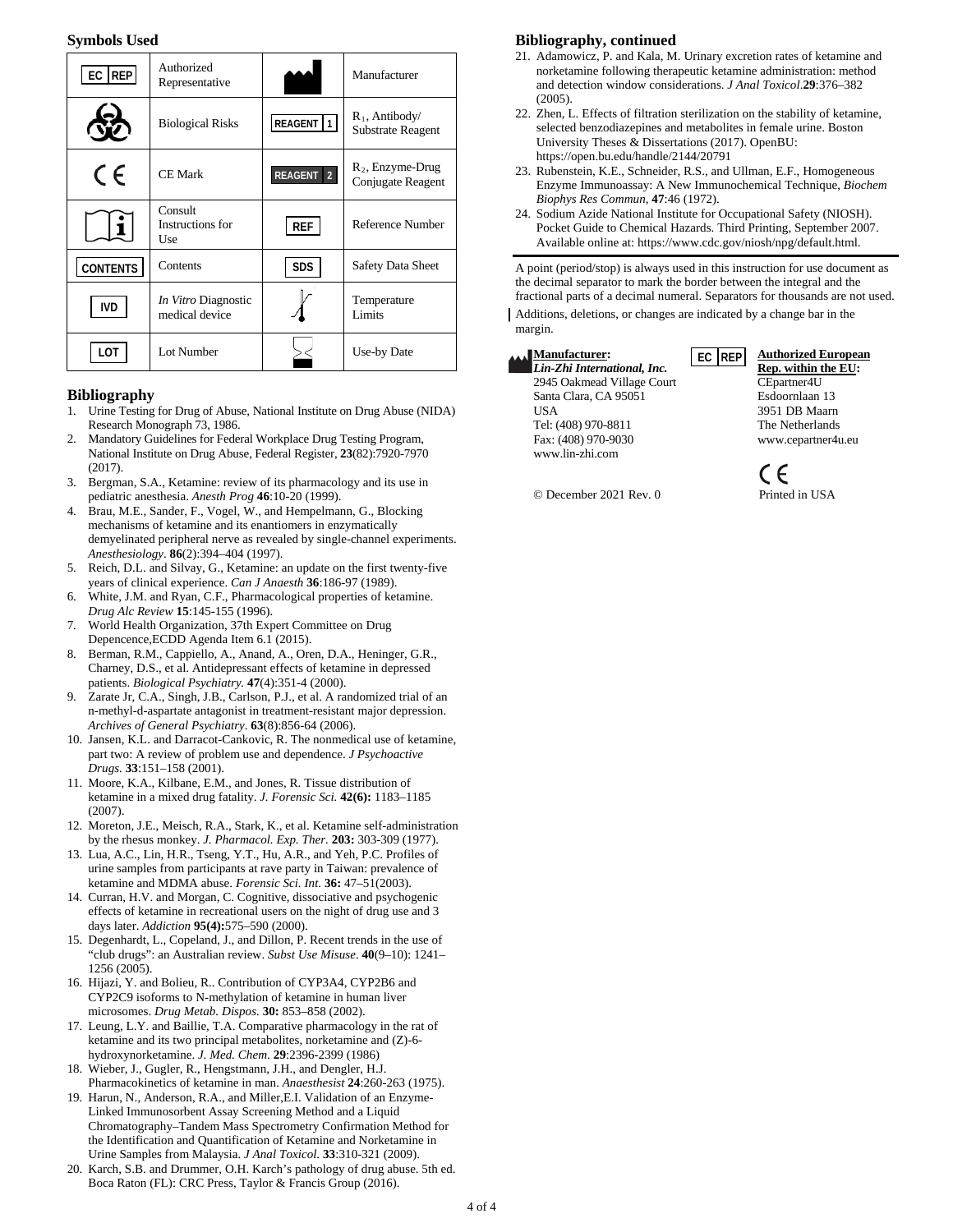## Symbols Used

| | | | |
|---|---|---|---|
| EC REP | Authorized Representative | | Manufacturer |
| | Biological Risks | REAGENT 1 | $R_1$, Antibody/ Substrate Reagent |
| CE | CE Mark | REAGENT 2 | $R_2$, Enzyme-Drug Conjugate Reagent |
| | Consult Instructions for Use | REF | Reference Number |
| CONTENTS | Contents | SDS | Safety Data Sheet |
| IVD | *In Vitro* Diagnostic medical device | | Temperature Limits |
| LOT | Lot Number | | Use-by Date |

## Bibliography

1. Urine Testing for Drug of Abuse, National Institute on Drug Abuse (NIDA) Research Monograph 73, 1986.
2. Mandatory Guidelines for Federal Workplace Drug Testing Program, National Institute on Drug Abuse, Federal Register, **23**(82):7920-7970 (2017).
3. Bergman, S.A., Ketamine: review of its pharmacology and its use in pediatric anesthesia. *Anesth Prog* **46**:10-20 (1999).
4. Brau, M.E., Sander, F., Vogel, W., and Hempelmann, G., Blocking mechanisms of ketamine and its enantiomers in enzymatically demyelinated peripheral nerve as revealed by single-channel experiments. *Anesthesiology*. **86**(2):394–404 (1997).
5. Reich, D.L. and Silvay, G., Ketamine: an update on the first twenty-five years of clinical experience. *Can J Anaesth* **36**:186-97 (1989).
6. White, J.M. and Ryan, C.F., Pharmacological properties of ketamine. *Drug Alc Review* **15**:145-155 (1996).
7. World Health Organization, 37th Expert Committee on Drug Depencence,ECDD Agenda Item 6.1 (2015).
8. Berman, R.M., Cappiello, A., Anand, A., Oren, D.A., Heninger, G.R., Charney, D.S., et al. Antidepressant effects of ketamine in depressed patients. *Biological Psychiatry.* **47**(4):351-4 (2000).
9. Zarate Jr, C.A., Singh, J.B., Carlson, P.J., et al. A randomized trial of an n-methyl-d-aspartate antagonist in treatment-resistant major depression. *Archives of General Psychiatry*. **63**(8):856-64 (2006).
10. Jansen, K.L. and Darracot-Cankovic, R. The nonmedical use of ketamine, part two: A review of problem use and dependence. *J Psychoactive Drugs.* **33**:151–158 (2001).
11. Moore, K.A., Kilbane, E.M., and Jones, R. Tissue distribution of ketamine in a mixed drug fatality. *J. Forensic Sci.* **42(6):** 1183–1185 (2007).
12. Moreton, J.E., Meisch, R.A., Stark, K., et al. Ketamine self-administration by the rhesus monkey. *J. Pharmacol. Exp. Ther.* **203:** 303-309 (1977).
13. Lua, A.C., Lin, H.R., Tseng, Y.T., Hu, A.R., and Yeh, P.C. Profiles of urine samples from participants at rave party in Taiwan: prevalence of ketamine and MDMA abuse. *Forensic Sci. Int.* **36:** 47–51(2003).
14. Curran, H.V. and Morgan, C. Cognitive, dissociative and psychogenic effects of ketamine in recreational users on the night of drug use and 3 days later. *Addiction* **95(4):**575–590 (2000).
15. Degenhardt, L., Copeland, J., and Dillon, P. Recent trends in the use of "club drugs": an Australian review. *Subst Use Misuse*. **40**(9–10): 1241–1256 (2005).
16. Hijazi, Y. and Bolieu, R.. Contribution of CYP3A4, CYP2B6 and CYP2C9 isoforms to N-methylation of ketamine in human liver microsomes. *Drug Metab. Dispos.* **30:** 853–858 (2002).
17. Leung, L.Y. and Baillie, T.A. Comparative pharmacology in the rat of ketamine and its two principal metabolites, norketamine and (Z)-6-hydroxynorketamine. *J. Med. Chem.* **29**:2396-2399 (1986)
18. Wieber, J., Gugler, R., Hengstmann, J.H., and Dengler, H.J. Pharmacokinetics of ketamine in man. *Anaesthesist* **24**:260-263 (1975).
19. Harun, N., Anderson, R.A., and Miller,E.I. Validation of an Enzyme-Linked Immunosorbent Assay Screening Method and a Liquid Chromatography–Tandem Mass Spectrometry Confirmation Method for the Identification and Quantification of Ketamine and Norketamine in Urine Samples from Malaysia. *J Anal Toxicol.* **33**:310-321 (2009).
20. Karch, S.B. and Drummer, O.H. Karch's pathology of drug abuse. 5th ed. Boca Raton (FL): CRC Press, Taylor & Francis Group (2016).

## Bibliography, continued

21. Adamowicz, P. and Kala, M. Urinary excretion rates of ketamine and norketamine following therapeutic ketamine administration: method and detection window considerations. *J Anal Toxicol*.**29**:376–382 (2005).
22. Zhen, L. Effects of filtration sterilization on the stability of ketamine, selected benzodiazepines and metabolites in female urine. Boston University Theses & Dissertations (2017). OpenBU: https://open.bu.edu/handle/2144/20791
23. Rubenstein, K.E., Schneider, R.S., and Ullman, E.F., Homogeneous Enzyme Immunoassay: A New Immunochemical Technique, *Biochem Biophys Res Commun*, **47**:46 (1972).
24. Sodium Azide National Institute for Occupational Safety (NIOSH). Pocket Guide to Chemical Hazards. Third Printing, September 2007. Available online at: https://www.cdc.gov/niosh/npg/default.html.

A point (period/stop) is always used in this instruction for use document as the decimal separator to mark the border between the integral and the fractional parts of a decimal numeral. Separators for thousands are not used.

Additions, deletions, or changes are indicated by a change bar in the margin.

**Manufacturer:**
***Lin-Zhi International, Inc.***
2945 Oakmead Village Court
Santa Clara, CA 95051
USA
Tel: (408) 970-8811
Fax: (408) 970-9030
www.lin-zhi.com

EC REP **Authorized European Rep. within the EU:**
CEpartner4U
Esdoornlaan 13
3951 DB Maarn
The Netherlands
www.cepartner4u.eu

CE

© December 2021 Rev. 0

Printed in USA